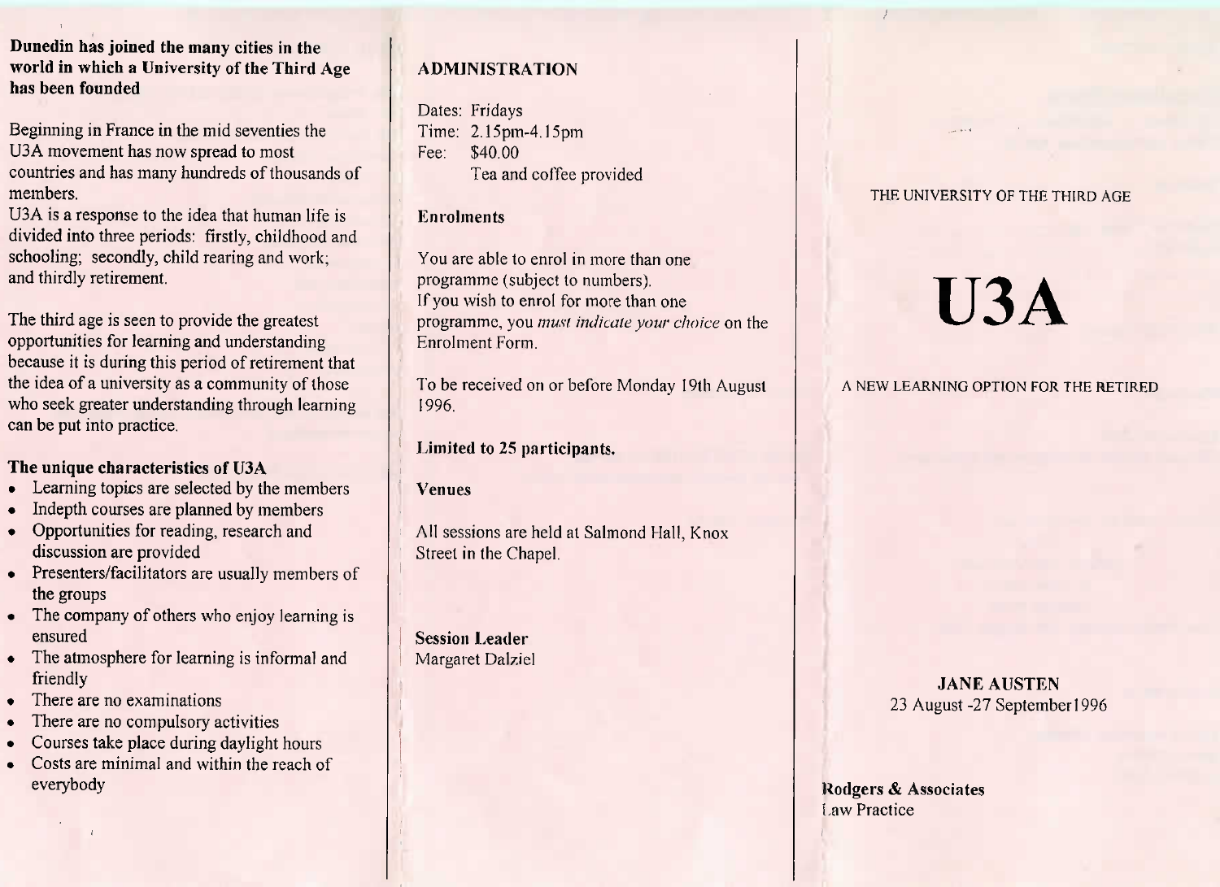**Dunedin has joined the many cities in the world in which a University of the Third Age has been founded**

Beginning in France in the mid seventies the U3A movement has now spread to most countries and has many hundreds of thousands of members.
U3A is a response to the idea that human life is divided into three periods: firstly, childhood and schooling; secondly, child rearing and work; and thirdly retirement.

The third age is seen to provide the greatest opportunities for learning and understanding because it is during this period of retirement that the idea of a university as a community of those who seek greater understanding through learning can be put into practice.

**The unique characteristics of U3A**

- Learning topics are selected by the members
- Indepth courses are planned by members
- Opportunities for reading, research and discussion are provided
- Presenters/facilitators are usually members of the groups
- The company of others who enjoy learning is ensured
- The atmosphere for learning is informal and friendly
- There are no examinations
- There are no compulsory activities
- Courses take place during daylight hours
- Costs are minimal and within the reach of everybody

## ADMINISTRATION

Dates: Fridays
Time: 2.15pm-4.15pm
Fee: $40.00
Tea and coffee provided

**Enrolments**

You are able to enrol in more than one programme (subject to numbers).
If you wish to enrol for more than one programme, you *must indicate your choice* on the Enrolment Form.

To be received on or before Monday 19th August 1996.

**Limited to 25 participants.**

**Venues**

All sessions are held at Salmond Hall, Knox Street in the Chapel.

**Session Leader**
Margaret Dalziel

THE UNIVERSITY OF THE THIRD AGE

# U3A

A NEW LEARNING OPTION FOR THE RETIRED

**JANE AUSTEN**
23 August -27 September1996

**Rodgers & Associates**
Law Practice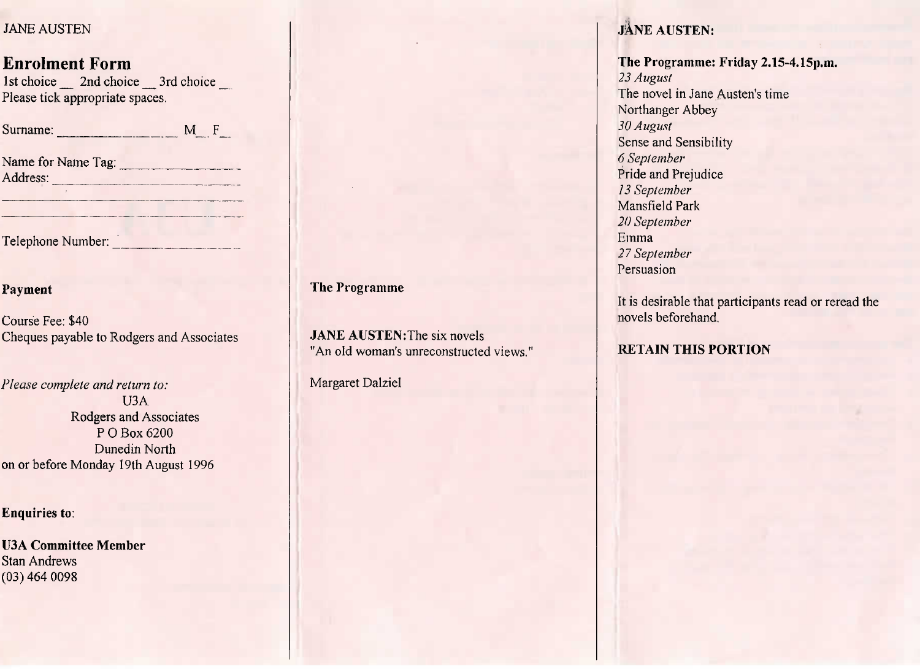JANE AUSTEN

## Enrolment Form

1st choice __ 2nd choice __ 3rd choice __
Please tick appropriate spaces.

Surname: ________________ M__ F__

Name for Name Tag: ________________
Address: ________________________

________________________________

________________________________

Telephone Number: ________________

**Payment**

Course Fee: $40
Cheques payable to Rodgers and Associates

*Please complete and return to:*
U3A
Rodgers and Associates
P O Box 6200
Dunedin North
on or before Monday 19th August 1996

**Enquiries to**:

**U3A Committee Member**
Stan Andrews
(03) 464 0098

**The Programme**

**JANE AUSTEN:** The six novels
"An old woman's unreconstructed views."

Margaret Dalziel

**JANE AUSTEN:**

**The Programme: Friday 2.15-4.15p.m.**

*23 August*
The novel in Jane Austen's time
Northanger Abbey

*30 August*
Sense and Sensibility

*6 September*
Pride and Prejudice

*13 September*
Mansfield Park

*20 September*
Emma

*27 September*
Persuasion

It is desirable that participants read or reread the novels beforehand.

**RETAIN THIS PORTION**